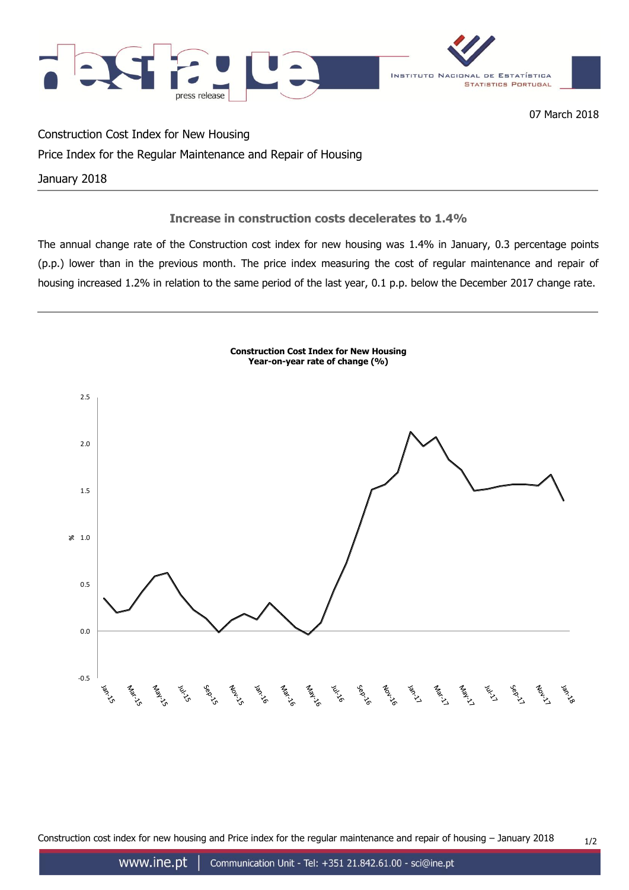07 March 2018

Construction Cost Index for New Housing

Price Index for the Regular Maintenance and Repair of Housing

January 2018

## Increase in construction costs decelerates to 1.4%

The annual change rate of the Construction cost index for new housing was 1.4% in January, 0.3 percentage points (p.p.) lower than in the previous month. The price index measuring the cost of regular maintenance and repair of housing increased 1.2% in relation to the same period of the last year, 0.1 p.p. below the December 2017 change rate.

**Construction Cost Index for New Housing**
**Year-on-year rate of change (%)**

Construction cost index for new housing and Price index for the regular maintenance and repair of housing – January 2018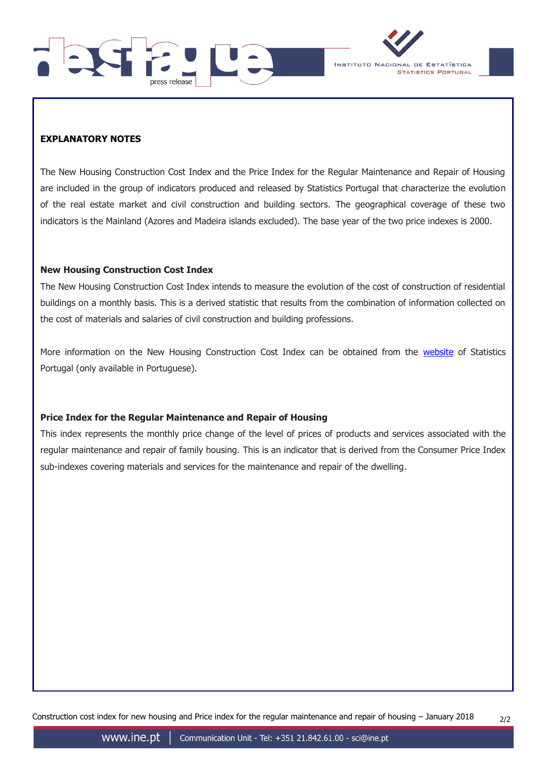## EXPLANATORY NOTES

The New Housing Construction Cost Index and the Price Index for the Regular Maintenance and Repair of Housing are included in the group of indicators produced and released by Statistics Portugal that characterize the evolution of the real estate market and civil construction and building sectors. The geographical coverage of these two indicators is the Mainland (Azores and Madeira islands excluded). The base year of the two price indexes is 2000.

### New Housing Construction Cost Index

The New Housing Construction Cost Index intends to measure the evolution of the cost of construction of residential buildings on a monthly basis. This is a derived statistic that results from the combination of information collected on the cost of materials and salaries of civil construction and building professions.

More information on the New Housing Construction Cost Index can be obtained from the website of Statistics Portugal (only available in Portuguese).

### Price Index for the Regular Maintenance and Repair of Housing

This index represents the monthly price change of the level of prices of products and services associated with the regular maintenance and repair of family housing. This is an indicator that is derived from the Consumer Price Index sub-indexes covering materials and services for the maintenance and repair of the dwelling.